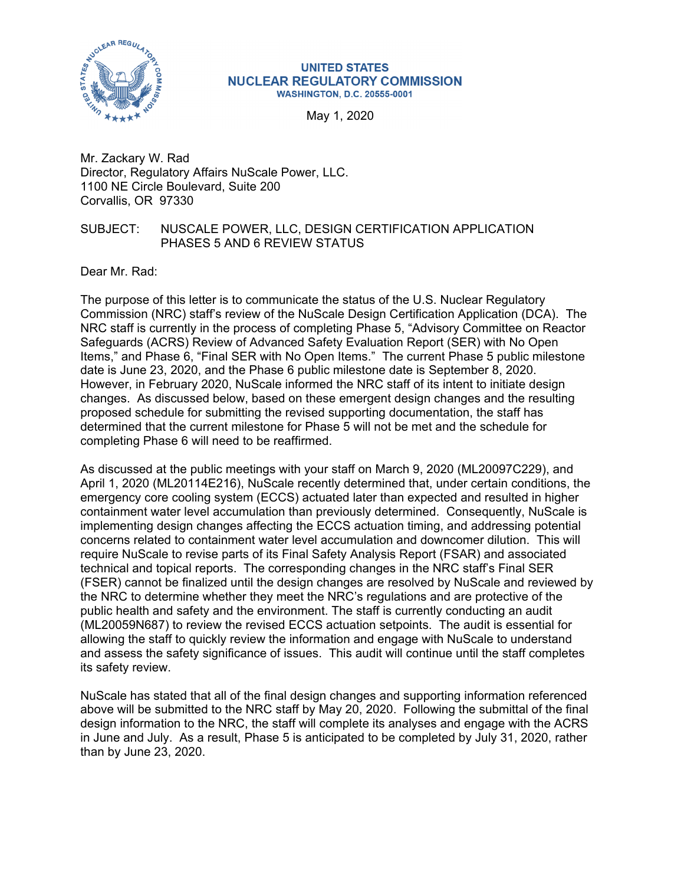**UNITED STATES**
**NUCLEAR REGULATORY COMMISSION**
**WASHINGTON, D.C. 20555-0001**

May 1, 2020

Mr. Zackary W. Rad
Director, Regulatory Affairs NuScale Power, LLC.
1100 NE Circle Boulevard, Suite 200
Corvallis, OR 97330

SUBJECT: NUSCALE POWER, LLC, DESIGN CERTIFICATION APPLICATION PHASES 5 AND 6 REVIEW STATUS

Dear Mr. Rad:

The purpose of this letter is to communicate the status of the U.S. Nuclear Regulatory Commission (NRC) staff's review of the NuScale Design Certification Application (DCA). The NRC staff is currently in the process of completing Phase 5, "Advisory Committee on Reactor Safeguards (ACRS) Review of Advanced Safety Evaluation Report (SER) with No Open Items," and Phase 6, "Final SER with No Open Items." The current Phase 5 public milestone date is June 23, 2020, and the Phase 6 public milestone date is September 8, 2020. However, in February 2020, NuScale informed the NRC staff of its intent to initiate design changes. As discussed below, based on these emergent design changes and the resulting proposed schedule for submitting the revised supporting documentation, the staff has determined that the current milestone for Phase 5 will not be met and the schedule for completing Phase 6 will need to be reaffirmed.

As discussed at the public meetings with your staff on March 9, 2020 (ML20097C229), and April 1, 2020 (ML20114E216), NuScale recently determined that, under certain conditions, the emergency core cooling system (ECCS) actuated later than expected and resulted in higher containment water level accumulation than previously determined. Consequently, NuScale is implementing design changes affecting the ECCS actuation timing, and addressing potential concerns related to containment water level accumulation and downcomer dilution. This will require NuScale to revise parts of its Final Safety Analysis Report (FSAR) and associated technical and topical reports. The corresponding changes in the NRC staff's Final SER (FSER) cannot be finalized until the design changes are resolved by NuScale and reviewed by the NRC to determine whether they meet the NRC's regulations and are protective of the public health and safety and the environment. The staff is currently conducting an audit (ML20059N687) to review the revised ECCS actuation setpoints. The audit is essential for allowing the staff to quickly review the information and engage with NuScale to understand and assess the safety significance of issues. This audit will continue until the staff completes its safety review.

NuScale has stated that all of the final design changes and supporting information referenced above will be submitted to the NRC staff by May 20, 2020. Following the submittal of the final design information to the NRC, the staff will complete its analyses and engage with the ACRS in June and July. As a result, Phase 5 is anticipated to be completed by July 31, 2020, rather than by June 23, 2020.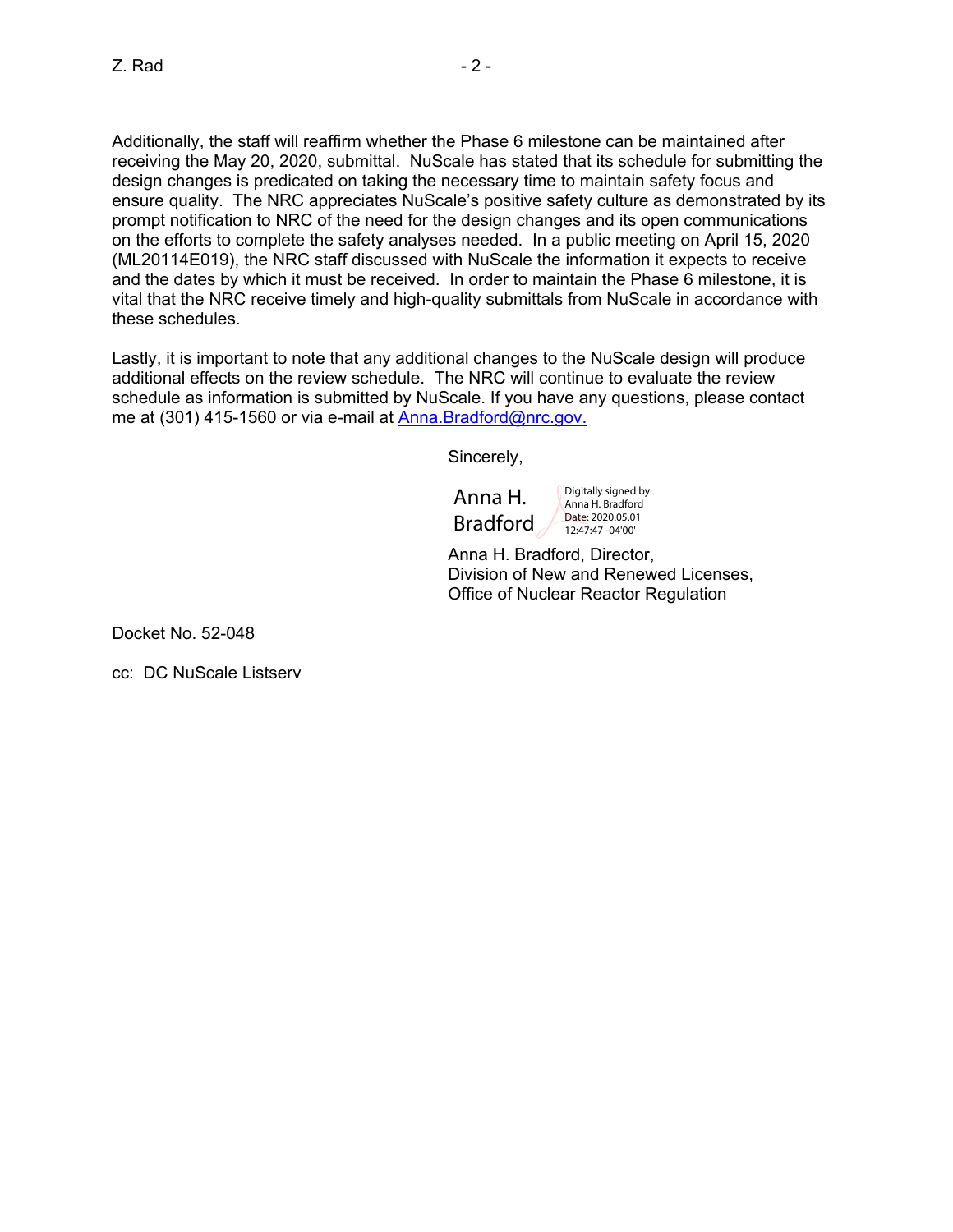Additionally, the staff will reaffirm whether the Phase 6 milestone can be maintained after receiving the May 20, 2020, submittal. NuScale has stated that its schedule for submitting the design changes is predicated on taking the necessary time to maintain safety focus and ensure quality. The NRC appreciates NuScale's positive safety culture as demonstrated by its prompt notification to NRC of the need for the design changes and its open communications on the efforts to complete the safety analyses needed. In a public meeting on April 15, 2020 (ML20114E019), the NRC staff discussed with NuScale the information it expects to receive and the dates by which it must be received. In order to maintain the Phase 6 milestone, it is vital that the NRC receive timely and high-quality submittals from NuScale in accordance with these schedules.

Lastly, it is important to note that any additional changes to the NuScale design will produce additional effects on the review schedule. The NRC will continue to evaluate the review schedule as information is submitted by NuScale. If you have any questions, please contact me at (301) 415-1560 or via e-mail at Anna.Bradford@nrc.gov.

Sincerely,

Anna H. Bradford

Digitally signed by Anna H. Bradford
Date: 2020.05.01 12:47:47 -04'00'

Anna H. Bradford, Director,
Division of New and Renewed Licenses,
Office of Nuclear Reactor Regulation

Docket No. 52-048

cc: DC NuScale Listserv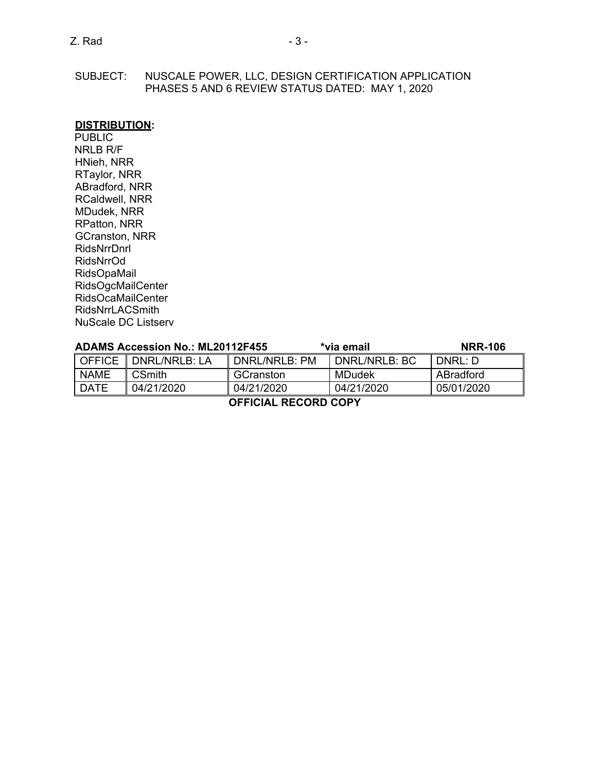SUBJECT: NUSCALE POWER, LLC, DESIGN CERTIFICATION APPLICATION PHASES 5 AND 6 REVIEW STATUS DATED: MAY 1, 2020

**DISTRIBUTION:**

PUBLIC
NRLB R/F
HNieh, NRR
RTaylor, NRR
ABradford, NRR
RCaldwell, NRR
MDudek, NRR
RPatton, NRR
GCranston, NRR
RidsNrrDnrl
RidsNrrOd
RidsOpaMail
RidsOgcMailCenter
RidsOcaMailCenter
RidsNrrLACSmith
NuScale DC Listserv

**ADAMS Accession No.: ML20112F455** *via email **NRR-106**

| OFFICE | DNRL/NRLB: LA | DNRL/NRLB: PM | DNRL/NRLB: BC | DNRL: D |
|---|---|---|---|---|
| NAME | CSmith | GCranston | MDudek | ABradford |
| DATE | 04/21/2020 | 04/21/2020 | 04/21/2020 | 05/01/2020 |

**OFFICIAL RECORD COPY**